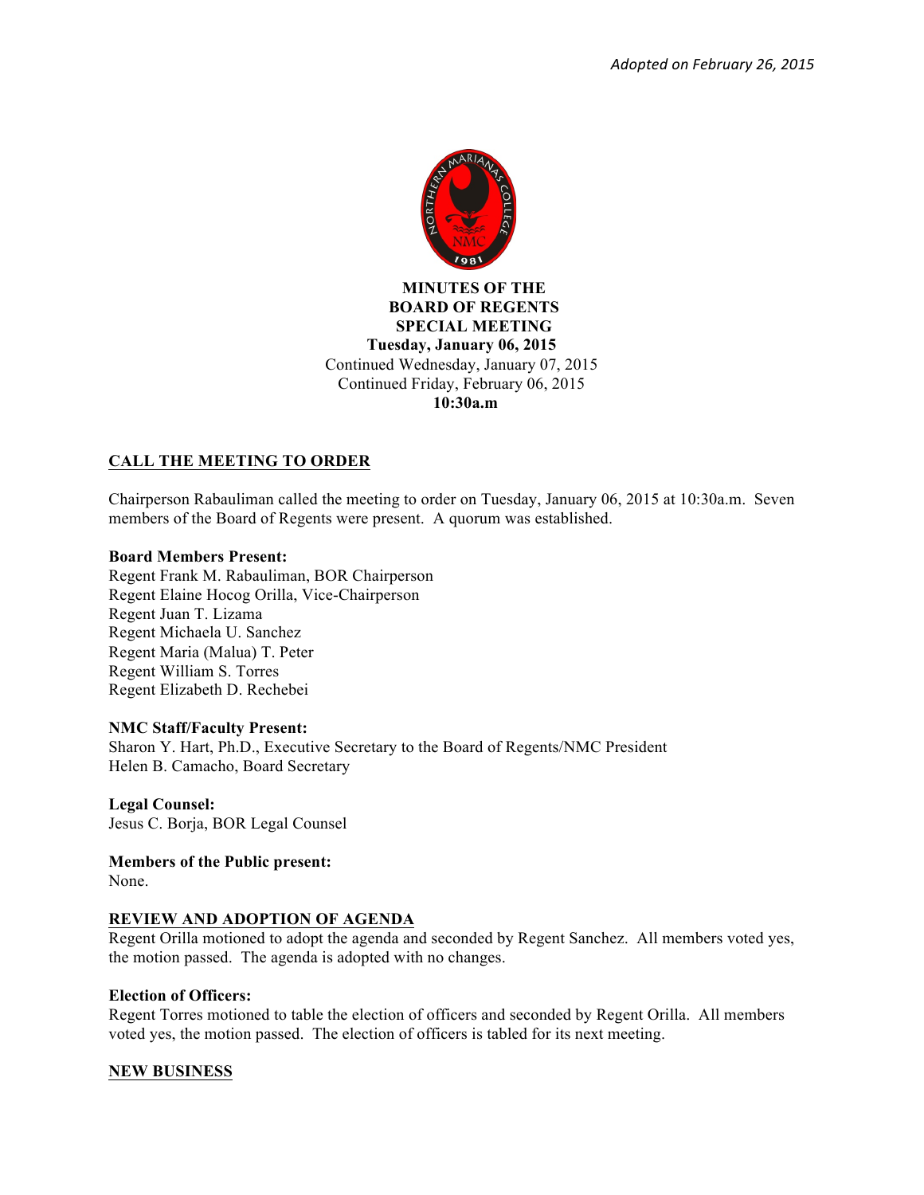*Adopted on February 26, 2015*

**MINUTES OF THE**
**BOARD OF REGENTS**
**SPECIAL MEETING**
**Tuesday, January 06, 2015**
Continued Wednesday, January 07, 2015
Continued Friday, February 06, 2015
**10:30a.m**

## CALL THE MEETING TO ORDER

Chairperson Rabauliman called the meeting to order on Tuesday, January 06, 2015 at 10:30a.m. Seven members of the Board of Regents were present. A quorum was established.

**Board Members Present:**
Regent Frank M. Rabauliman, BOR Chairperson
Regent Elaine Hocog Orilla, Vice-Chairperson
Regent Juan T. Lizama
Regent Michaela U. Sanchez
Regent Maria (Malua) T. Peter
Regent William S. Torres
Regent Elizabeth D. Rechebei

**NMC Staff/Faculty Present:**
Sharon Y. Hart, Ph.D., Executive Secretary to the Board of Regents/NMC President
Helen B. Camacho, Board Secretary

**Legal Counsel:**
Jesus C. Borja, BOR Legal Counsel

**Members of the Public present:**
None.

## REVIEW AND ADOPTION OF AGENDA

Regent Orilla motioned to adopt the agenda and seconded by Regent Sanchez. All members voted yes, the motion passed. The agenda is adopted with no changes.

**Election of Officers:**
Regent Torres motioned to table the election of officers and seconded by Regent Orilla. All members voted yes, the motion passed. The election of officers is tabled for its next meeting.

## NEW BUSINESS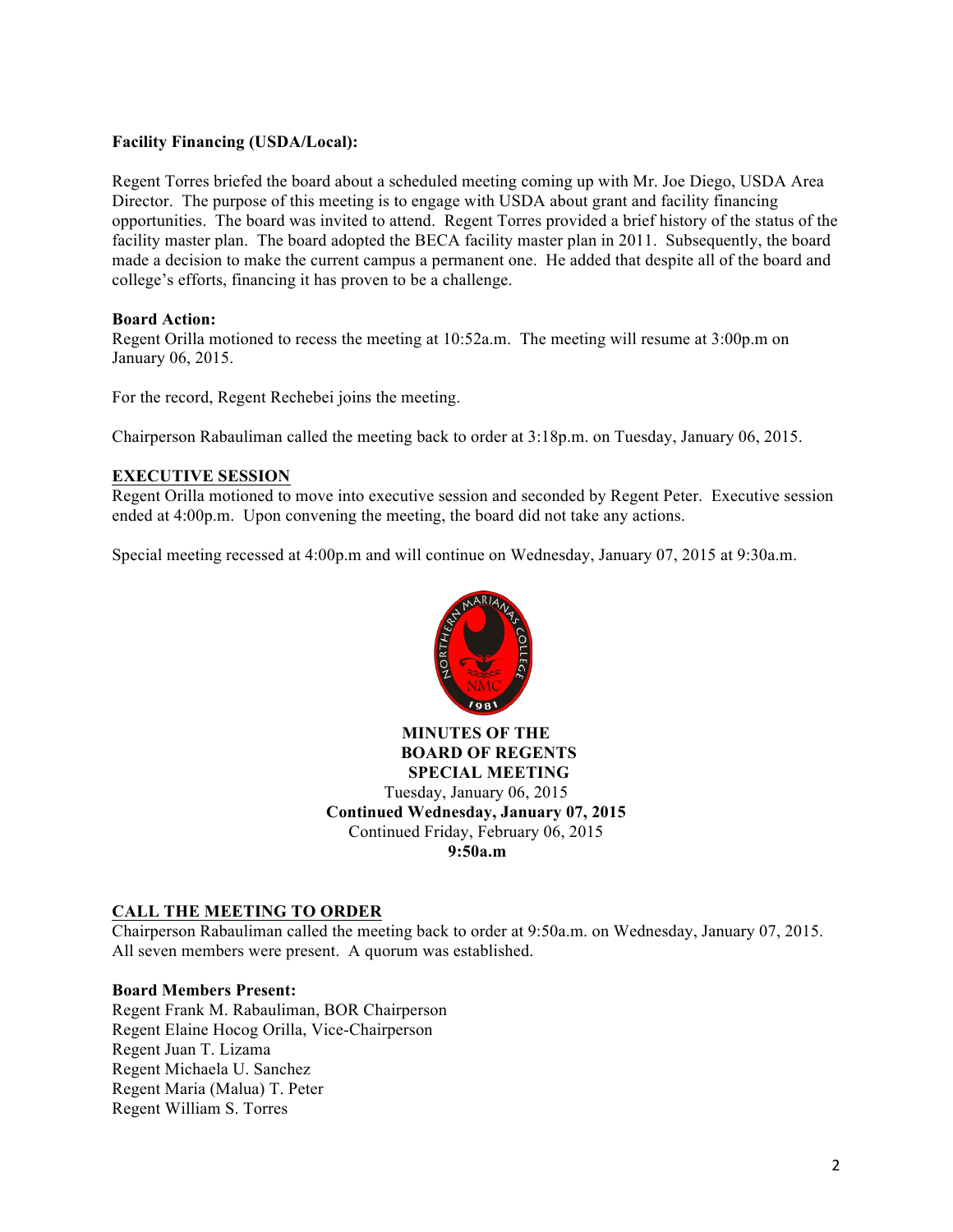**Facility Financing (USDA/Local):**

Regent Torres briefed the board about a scheduled meeting coming up with Mr. Joe Diego, USDA Area Director. The purpose of this meeting is to engage with USDA about grant and facility financing opportunities. The board was invited to attend. Regent Torres provided a brief history of the status of the facility master plan. The board adopted the BECA facility master plan in 2011. Subsequently, the board made a decision to make the current campus a permanent one. He added that despite all of the board and college's efforts, financing it has proven to be a challenge.

**Board Action:**
Regent Orilla motioned to recess the meeting at 10:52a.m. The meeting will resume at 3:00p.m on January 06, 2015.

For the record, Regent Rechebei joins the meeting.

Chairperson Rabauliman called the meeting back to order at 3:18p.m. on Tuesday, January 06, 2015.

## EXECUTIVE SESSION

Regent Orilla motioned to move into executive session and seconded by Regent Peter. Executive session ended at 4:00p.m. Upon convening the meeting, the board did not take any actions.

Special meeting recessed at 4:00p.m and will continue on Wednesday, January 07, 2015 at 9:30a.m.

**MINUTES OF THE**
**BOARD OF REGENTS**
**SPECIAL MEETING**
Tuesday, January 06, 2015
**Continued Wednesday, January 07, 2015**
Continued Friday, February 06, 2015
**9:50a.m**

## CALL THE MEETING TO ORDER

Chairperson Rabauliman called the meeting back to order at 9:50a.m. on Wednesday, January 07, 2015. All seven members were present. A quorum was established.

**Board Members Present:**
Regent Frank M. Rabauliman, BOR Chairperson
Regent Elaine Hocog Orilla, Vice-Chairperson
Regent Juan T. Lizama
Regent Michaela U. Sanchez
Regent Maria (Malua) T. Peter
Regent William S. Torres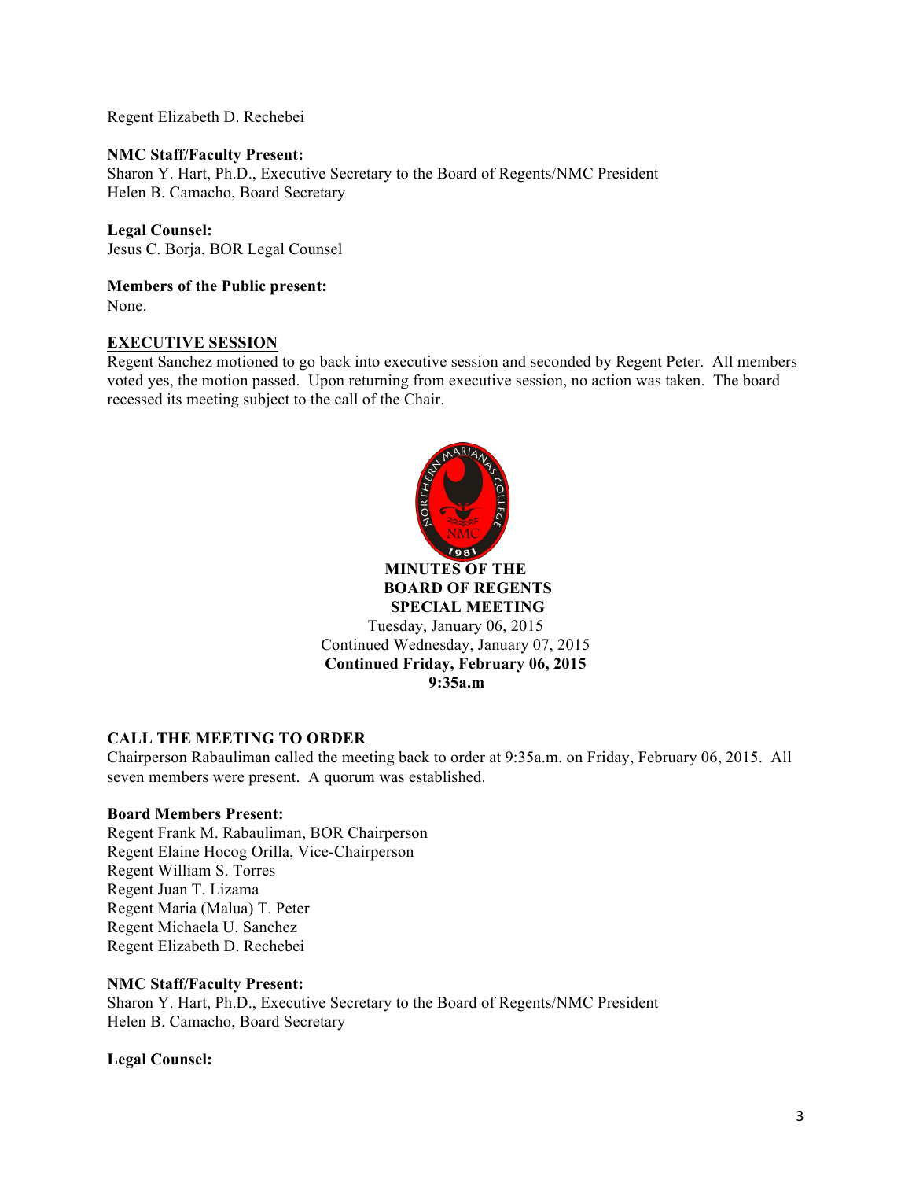Regent Elizabeth D. Rechebei

**NMC Staff/Faculty Present:**
Sharon Y. Hart, Ph.D., Executive Secretary to the Board of Regents/NMC President
Helen B. Camacho, Board Secretary

**Legal Counsel:**
Jesus C. Borja, BOR Legal Counsel

**Members of the Public present:**
None.

## EXECUTIVE SESSION

Regent Sanchez motioned to go back into executive session and seconded by Regent Peter. All members voted yes, the motion passed. Upon returning from executive session, no action was taken. The board recessed its meeting subject to the call of the Chair.

**MINUTES OF THE
BOARD OF REGENTS
SPECIAL MEETING**
Tuesday, January 06, 2015
Continued Wednesday, January 07, 2015
**Continued Friday, February 06, 2015
9:35a.m**

## CALL THE MEETING TO ORDER

Chairperson Rabauliman called the meeting back to order at 9:35a.m. on Friday, February 06, 2015. All seven members were present. A quorum was established.

**Board Members Present:**
Regent Frank M. Rabauliman, BOR Chairperson
Regent Elaine Hocog Orilla, Vice-Chairperson
Regent William S. Torres
Regent Juan T. Lizama
Regent Maria (Malua) T. Peter
Regent Michaela U. Sanchez
Regent Elizabeth D. Rechebei

**NMC Staff/Faculty Present:**
Sharon Y. Hart, Ph.D., Executive Secretary to the Board of Regents/NMC President
Helen B. Camacho, Board Secretary

**Legal Counsel:**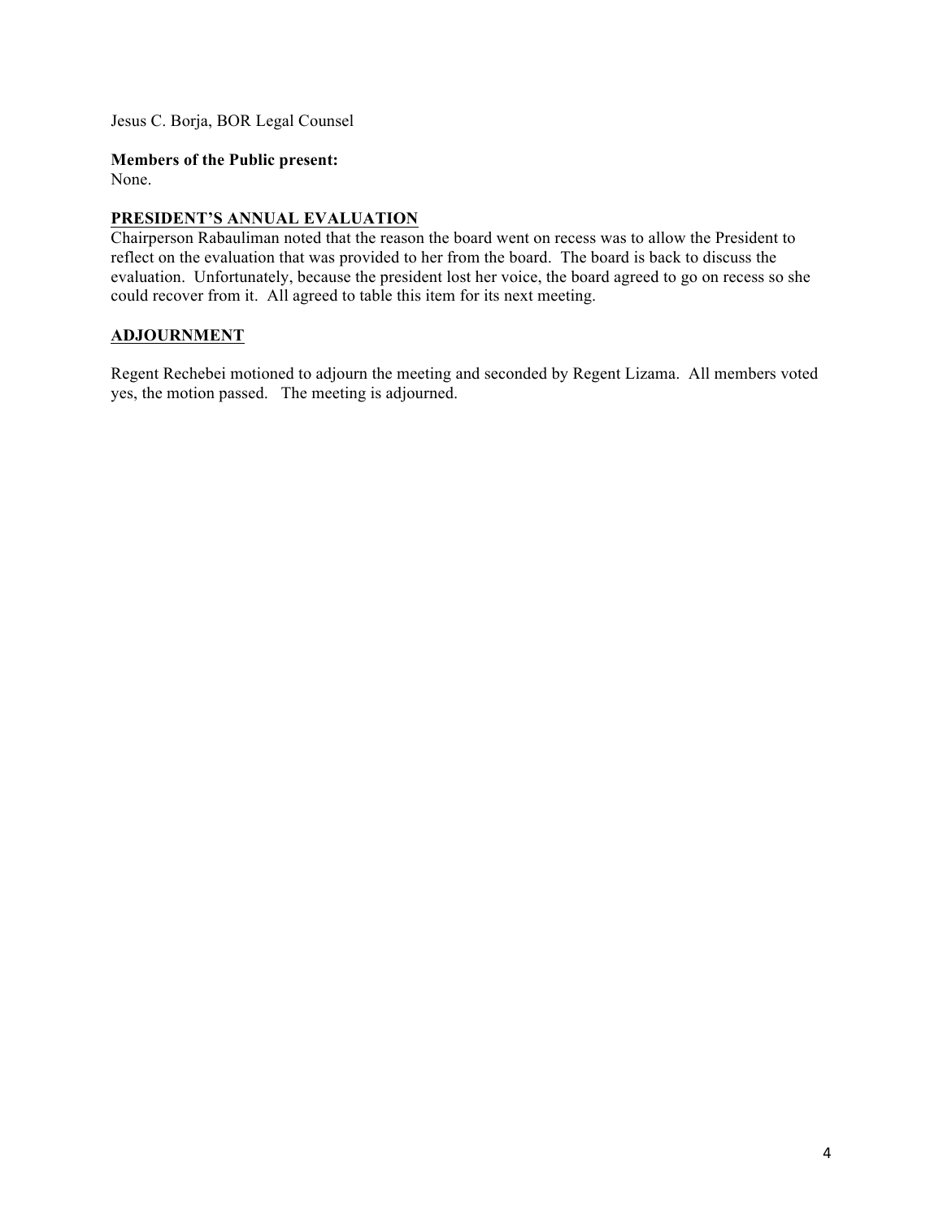Jesus C. Borja, BOR Legal Counsel

**Members of the Public present:**
None.

## PRESIDENT'S ANNUAL EVALUATION

Chairperson Rabauliman noted that the reason the board went on recess was to allow the President to reflect on the evaluation that was provided to her from the board. The board is back to discuss the evaluation. Unfortunately, because the president lost her voice, the board agreed to go on recess so she could recover from it. All agreed to table this item for its next meeting.

## ADJOURNMENT

Regent Rechebei motioned to adjourn the meeting and seconded by Regent Lizama. All members voted yes, the motion passed. The meeting is adjourned.